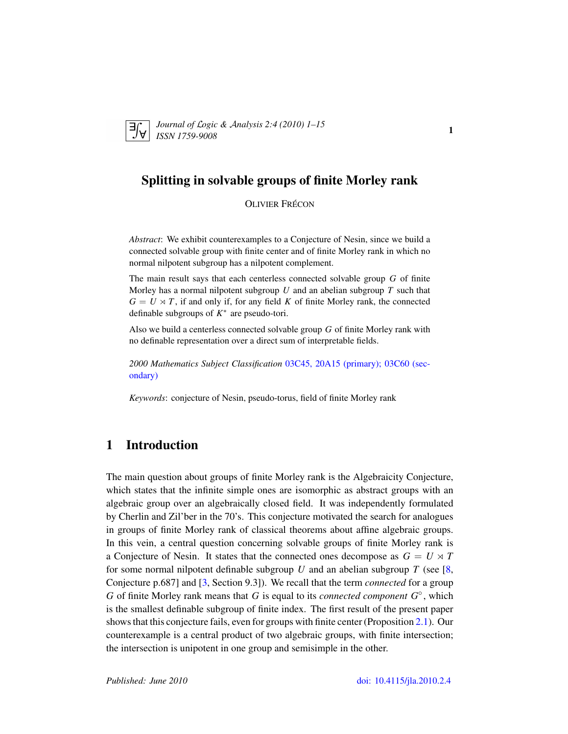# Splitting in solvable groups of finite Morley rank

OLIVIER FRÉCON

*Abstract*: We exhibit counterexamples to a Conjecture of Nesin, since we build a connected solvable group with finite center and of finite Morley rank in which no normal nilpotent subgroup has a nilpotent complement.

The main result says that each centerless connected solvable group $G$ of finite Morley has a normal nilpotent subgroup $U$ and an abelian subgroup $T$ such that $G = U \rtimes T$, if and only if, for any field $K$ of finite Morley rank, the connected definable subgroups of $K^*$ are pseudo-tori.

Also we build a centerless connected solvable group $G$ of finite Morley rank with no definable representation over a direct sum of interpretable fields.

*2000 Mathematics Subject Classification* 03C45, 20A15 (primary); 03C60 (secondary)

*Keywords*: conjecture of Nesin, pseudo-torus, field of finite Morley rank

## 1 Introduction

The main question about groups of finite Morley rank is the Algebraicity Conjecture, which states that the infinite simple ones are isomorphic as abstract groups with an algebraic group over an algebraically closed field. It was independently formulated by Cherlin and Zil'ber in the 70's. This conjecture motivated the search for analogues in groups of finite Morley rank of classical theorems about affine algebraic groups. In this vein, a central question concerning solvable groups of finite Morley rank is a Conjecture of Nesin. It states that the connected ones decompose as $G = U \rtimes T$ for some normal nilpotent definable subgroup $U$ and an abelian subgroup $T$ (see [8, Conjecture p.687] and [3, Section 9.3]). We recall that the term *connected* for a group $G$ of finite Morley rank means that $G$ is equal to its *connected component* $G^\circ$, which is the smallest definable subgroup of finite index. The first result of the present paper shows that this conjecture fails, even for groups with finite center (Proposition 2.1). Our counterexample is a central product of two algebraic groups, with finite intersection; the intersection is unipotent in one group and semisimple in the other.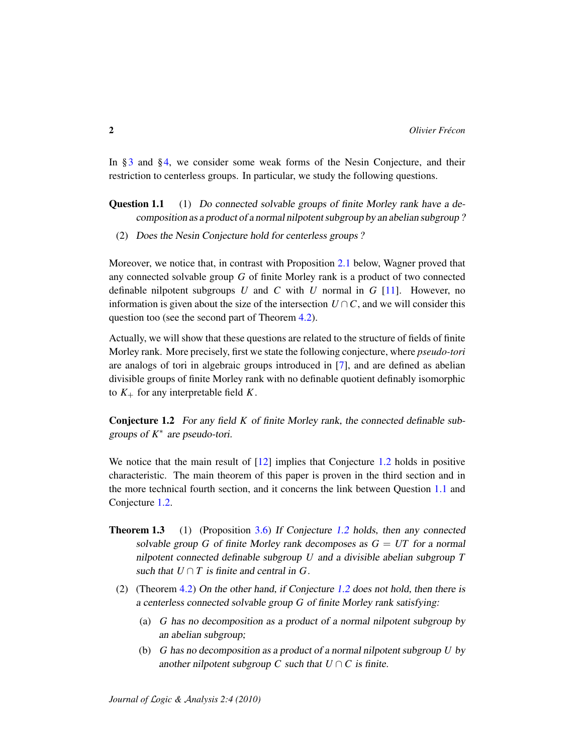In §3 and §4, we consider some weak forms of the Nesin Conjecture, and their restriction to centerless groups. In particular, we study the following questions.

**Question 1.1** (1) *Do connected solvable groups of finite Morley rank have a decomposition as a product of a normal nilpotent subgroup by an abelian subgroup ?*

(2) *Does the Nesin Conjecture hold for centerless groups ?*

Moreover, we notice that, in contrast with Proposition 2.1 below, Wagner proved that any connected solvable group $G$ of finite Morley rank is a product of two connected definable nilpotent subgroups $U$ and $C$ with $U$ normal in $G$ [11]. However, no information is given about the size of the intersection $U \cap C$, and we will consider this question too (see the second part of Theorem 4.2).

Actually, we will show that these questions are related to the structure of fields of finite Morley rank. More precisely, first we state the following conjecture, where *pseudo-tori* are analogs of tori in algebraic groups introduced in [7], and are defined as abelian divisible groups of finite Morley rank with no definable quotient definably isomorphic to $K_+$ for any interpretable field $K$.

**Conjecture 1.2** *For any field $K$ of finite Morley rank, the connected definable subgroups of $K^*$ are pseudo-tori.*

We notice that the main result of [12] implies that Conjecture 1.2 holds in positive characteristic. The main theorem of this paper is proven in the third section and in the more technical fourth section, and it concerns the link between Question 1.1 and Conjecture 1.2.

**Theorem 1.3** (1) (Proposition 3.6) *If Conjecture 1.2 holds, then any connected solvable group $G$ of finite Morley rank decomposes as $G = UT$ for a normal nilpotent connected definable subgroup $U$ and a divisible abelian subgroup $T$ such that $U \cap T$ is finite and central in $G$.*

(2) (Theorem 4.2) *On the other hand, if Conjecture 1.2 does not hold, then there is a centerless connected solvable group $G$ of finite Morley rank satisfying:*

(a) *$G$ has no decomposition as a product of a normal nilpotent subgroup by an abelian subgroup;*

(b) *$G$ has no decomposition as a product of a normal nilpotent subgroup $U$ by another nilpotent subgroup $C$ such that $U \cap C$ is finite.*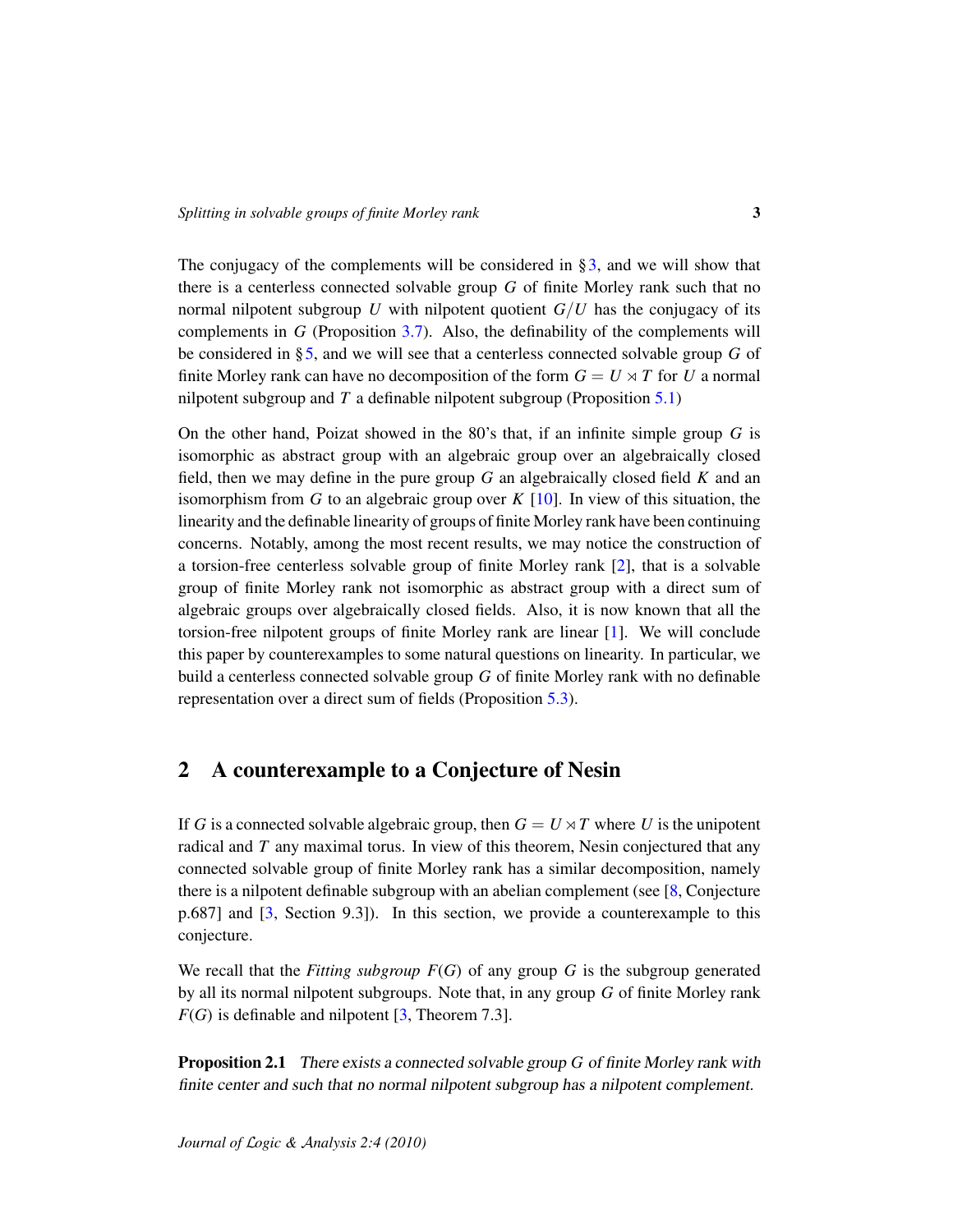The conjugacy of the complements will be considered in § 3, and we will show that there is a centerless connected solvable group $G$ of finite Morley rank such that no normal nilpotent subgroup $U$ with nilpotent quotient $G/U$ has the conjugacy of its complements in $G$ (Proposition 3.7). Also, the definability of the complements will be considered in § 5, and we will see that a centerless connected solvable group $G$ of finite Morley rank can have no decomposition of the form $G = U \rtimes T$ for $U$ a normal nilpotent subgroup and $T$ a definable nilpotent subgroup (Proposition 5.1)

On the other hand, Poizat showed in the 80's that, if an infinite simple group $G$ is isomorphic as abstract group with an algebraic group over an algebraically closed field, then we may define in the pure group $G$ an algebraically closed field $K$ and an isomorphism from $G$ to an algebraic group over $K$ [10]. In view of this situation, the linearity and the definable linearity of groups of finite Morley rank have been continuing concerns. Notably, among the most recent results, we may notice the construction of a torsion-free centerless solvable group of finite Morley rank [2], that is a solvable group of finite Morley rank not isomorphic as abstract group with a direct sum of algebraic groups over algebraically closed fields. Also, it is now known that all the torsion-free nilpotent groups of finite Morley rank are linear [1]. We will conclude this paper by counterexamples to some natural questions on linearity. In particular, we build a centerless connected solvable group $G$ of finite Morley rank with no definable representation over a direct sum of fields (Proposition 5.3).

## 2 A counterexample to a Conjecture of Nesin

If $G$ is a connected solvable algebraic group, then $G = U \rtimes T$ where $U$ is the unipotent radical and $T$ any maximal torus. In view of this theorem, Nesin conjectured that any connected solvable group of finite Morley rank has a similar decomposition, namely there is a nilpotent definable subgroup with an abelian complement (see [8, Conjecture p.687] and [3, Section 9.3]). In this section, we provide a counterexample to this conjecture.

We recall that the *Fitting subgroup* $F(G)$ of any group $G$ is the subgroup generated by all its normal nilpotent subgroups. Note that, in any group $G$ of finite Morley rank $F(G)$ is definable and nilpotent [3, Theorem 7.3].

**Proposition 2.1** *There exists a connected solvable group $G$ of finite Morley rank with finite center and such that no normal nilpotent subgroup has a nilpotent complement.*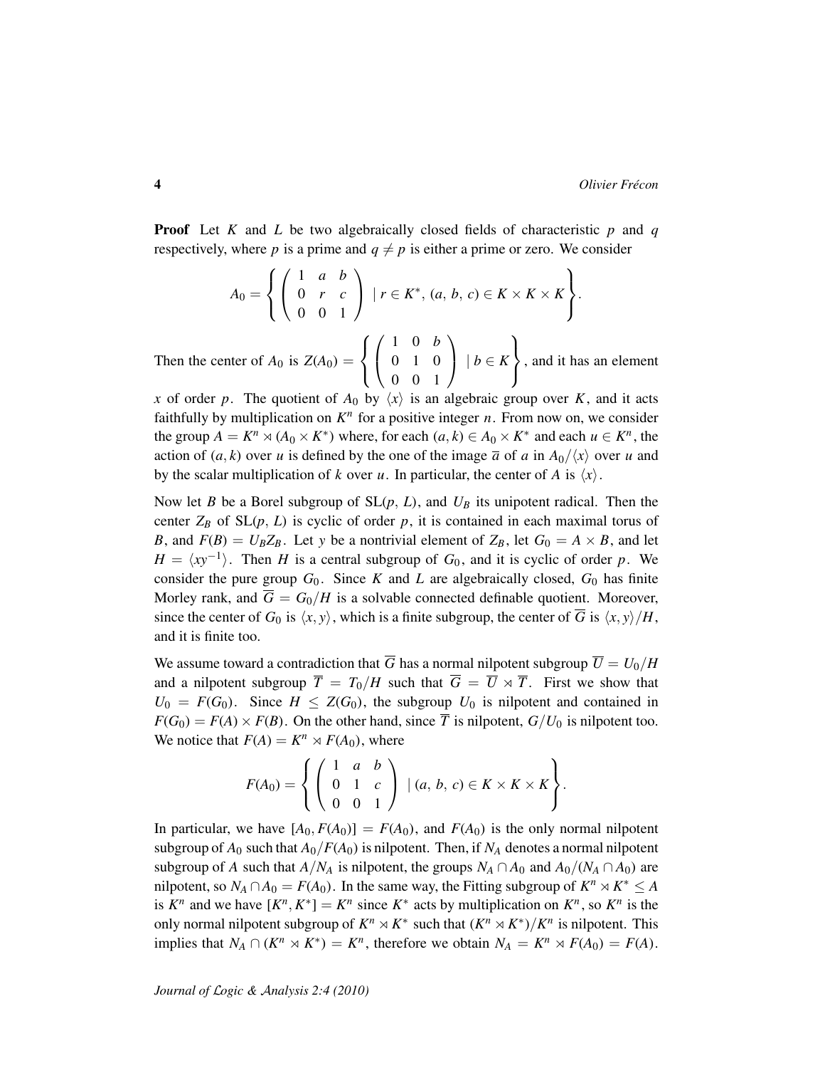**Proof** Let $K$ and $L$ be two algebraically closed fields of characteristic $p$ and $q$ respectively, where $p$ is a prime and $q \neq p$ is either a prime or zero. We consider

$$A_0 = \left\{ \begin{pmatrix} 1 & a & b \\ 0 & r & c \\ 0 & 0 & 1 \end{pmatrix} \mid r \in K^*, \, (a, \, b, \, c) \in K \times K \times K \right\}.$$

Then the center of $A_0$ is $Z(A_0) = \left\{ \begin{pmatrix} 1 & 0 & b \\ 0 & 1 & 0 \\ 0 & 0 & 1 \end{pmatrix} \mid b \in K \right\}$, and it has an element $x$ of order $p$. The quotient of $A_0$ by $\langle x \rangle$ is an algebraic group over $K$, and it acts faithfully by multiplication on $K^n$ for a positive integer $n$. From now on, we consider the group $A = K^n \rtimes (A_0 \times K^*)$ where, for each $(a, k) \in A_0 \times K^*$ and each $u \in K^n$, the action of $(a, k)$ over $u$ is defined by the one of the image $\overline{a}$ of $a$ in $A_0/\langle x \rangle$ over $u$ and by the scalar multiplication of $k$ over $u$. In particular, the center of $A$ is $\langle x \rangle$.

Now let $B$ be a Borel subgroup of $\mathrm{SL}(p, \, L)$, and $U_B$ its unipotent radical. Then the center $Z_B$ of $\mathrm{SL}(p, \, L)$ is cyclic of order $p$, it is contained in each maximal torus of $B$, and $F(B) = U_B Z_B$. Let $y$ be a nontrivial element of $Z_B$, let $G_0 = A \times B$, and let $H = \langle xy^{-1} \rangle$. Then $H$ is a central subgroup of $G_0$, and it is cyclic of order $p$. We consider the pure group $G_0$. Since $K$ and $L$ are algebraically closed, $G_0$ has finite Morley rank, and $\overline{G} = G_0/H$ is a solvable connected definable quotient. Moreover, since the center of $G_0$ is $\langle x, y \rangle$, which is a finite subgroup, the center of $\overline{G}$ is $\langle x, y \rangle / H$, and it is finite too.

We assume toward a contradiction that $\overline{G}$ has a normal nilpotent subgroup $\overline{U} = U_0/H$ and a nilpotent subgroup $\overline{T} = T_0/H$ such that $\overline{G} = \overline{U} \rtimes \overline{T}$. First we show that $U_0 = F(G_0)$. Since $H \leq Z(G_0)$, the subgroup $U_0$ is nilpotent and contained in $F(G_0) = F(A) \times F(B)$. On the other hand, since $\overline{T}$ is nilpotent, $G/U_0$ is nilpotent too. We notice that $F(A) = K^n \rtimes F(A_0)$, where

$$F(A_0) = \left\{ \begin{pmatrix} 1 & a & b \\ 0 & 1 & c \\ 0 & 0 & 1 \end{pmatrix} \mid (a, \, b, \, c) \in K \times K \times K \right\}.$$

In particular, we have $[A_0, F(A_0)] = F(A_0)$, and $F(A_0)$ is the only normal nilpotent subgroup of $A_0$ such that $A_0/F(A_0)$ is nilpotent. Then, if $N_A$ denotes a normal nilpotent subgroup of $A$ such that $A/N_A$ is nilpotent, the groups $N_A \cap A_0$ and $A_0/(N_A \cap A_0)$ are nilpotent, so $N_A \cap A_0 = F(A_0)$. In the same way, the Fitting subgroup of $K^n \rtimes K^* \leq A$ is $K^n$ and we have $[K^n, K^*] = K^n$ since $K^*$ acts by multiplication on $K^n$, so $K^n$ is the only normal nilpotent subgroup of $K^n \rtimes K^*$ such that $(K^n \rtimes K^*)/K^n$ is nilpotent. This implies that $N_A \cap (K^n \rtimes K^*) = K^n$, therefore we obtain $N_A = K^n \rtimes F(A_0) = F(A)$.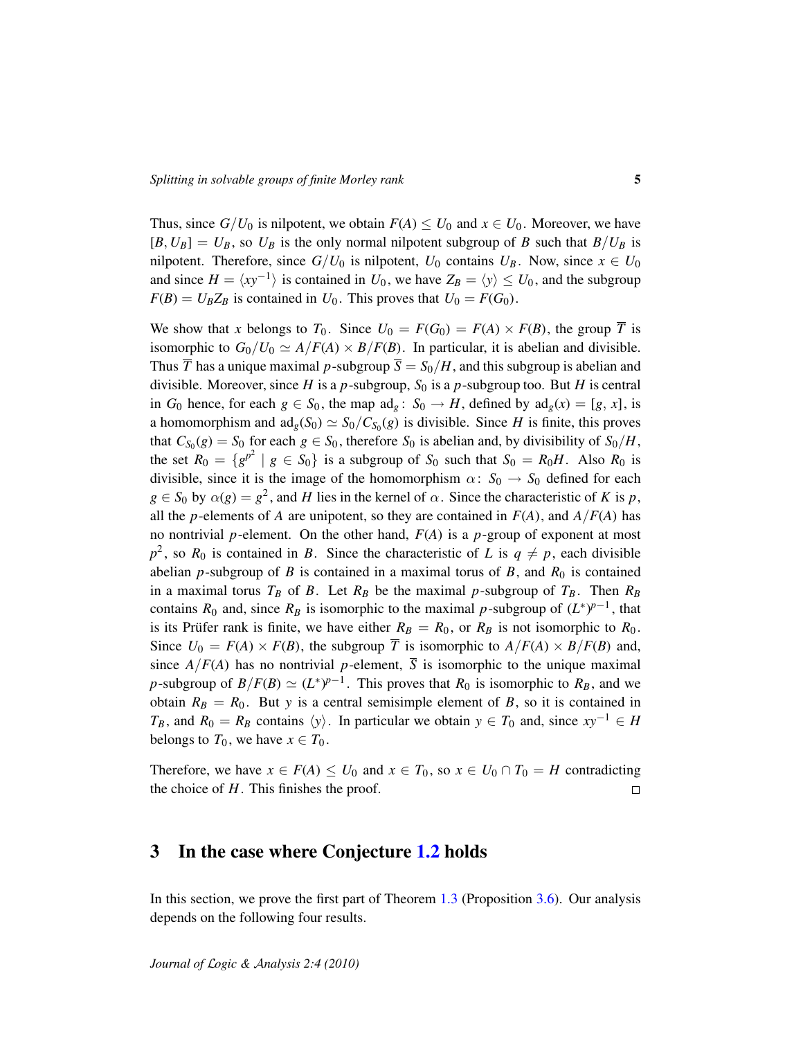Thus, since $G/U_0$ is nilpotent, we obtain $F(A) \leq U_0$ and $x \in U_0$. Moreover, we have $[B, U_B] = U_B$, so $U_B$ is the only normal nilpotent subgroup of $B$ such that $B/U_B$ is nilpotent. Therefore, since $G/U_0$ is nilpotent, $U_0$ contains $U_B$. Now, since $x \in U_0$ and since $H = \langle xy^{-1} \rangle$ is contained in $U_0$, we have $Z_B = \langle y \rangle \leq U_0$, and the subgroup $F(B) = U_B Z_B$ is contained in $U_0$. This proves that $U_0 = F(G_0)$.

We show that $x$ belongs to $T_0$. Since $U_0 = F(G_0) = F(A) \times F(B)$, the group $\overline{T}$ is isomorphic to $G_0/U_0 \simeq A/F(A) \times B/F(B)$. In particular, it is abelian and divisible. Thus $\overline{T}$ has a unique maximal $p$-subgroup $\overline{S} = S_0/H$, and this subgroup is abelian and divisible. Moreover, since $H$ is a $p$-subgroup, $S_0$ is a $p$-subgroup too. But $H$ is central in $G_0$ hence, for each $g \in S_0$, the map $\mathrm{ad}_g \colon S_0 \to H$, defined by $\mathrm{ad}_g(x) = [g, x]$, is a homomorphism and $\mathrm{ad}_g(S_0) \simeq S_0/C_{S_0}(g)$ is divisible. Since $H$ is finite, this proves that $C_{S_0}(g) = S_0$ for each $g \in S_0$, therefore $S_0$ is abelian and, by divisibility of $S_0/H$, the set $R_0 = \{g^{p^2} \mid g \in S_0\}$ is a subgroup of $S_0$ such that $S_0 = R_0 H$. Also $R_0$ is divisible, since it is the image of the homomorphism $\alpha \colon S_0 \to S_0$ defined for each $g \in S_0$ by $\alpha(g) = g^2$, and $H$ lies in the kernel of $\alpha$. Since the characteristic of $K$ is $p$, all the $p$-elements of $A$ are unipotent, so they are contained in $F(A)$, and $A/F(A)$ has no nontrivial $p$-element. On the other hand, $F(A)$ is a $p$-group of exponent at most $p^2$, so $R_0$ is contained in $B$. Since the characteristic of $L$ is $q \neq p$, each divisible abelian $p$-subgroup of $B$ is contained in a maximal torus of $B$, and $R_0$ is contained in a maximal torus $T_B$ of $B$. Let $R_B$ be the maximal $p$-subgroup of $T_B$. Then $R_B$ contains $R_0$ and, since $R_B$ is isomorphic to the maximal $p$-subgroup of $(L^*)^{p-1}$, that is its Prüfer rank is finite, we have either $R_B = R_0$, or $R_B$ is not isomorphic to $R_0$. Since $U_0 = F(A) \times F(B)$, the subgroup $\overline{T}$ is isomorphic to $A/F(A) \times B/F(B)$ and, since $A/F(A)$ has no nontrivial $p$-element, $\overline{S}$ is isomorphic to the unique maximal $p$-subgroup of $B/F(B) \simeq (L^*)^{p-1}$. This proves that $R_0$ is isomorphic to $R_B$, and we obtain $R_B = R_0$. But $y$ is a central semisimple element of $B$, so it is contained in $T_B$, and $R_0 = R_B$ contains $\langle y \rangle$. In particular we obtain $y \in T_0$ and, since $xy^{-1} \in H$ belongs to $T_0$, we have $x \in T_0$.

Therefore, we have $x \in F(A) \leq U_0$ and $x \in T_0$, so $x \in U_0 \cap T_0 = H$ contradicting the choice of $H$. This finishes the proof. □

## 3 In the case where Conjecture 1.2 holds

In this section, we prove the first part of Theorem 1.3 (Proposition 3.6). Our analysis depends on the following four results.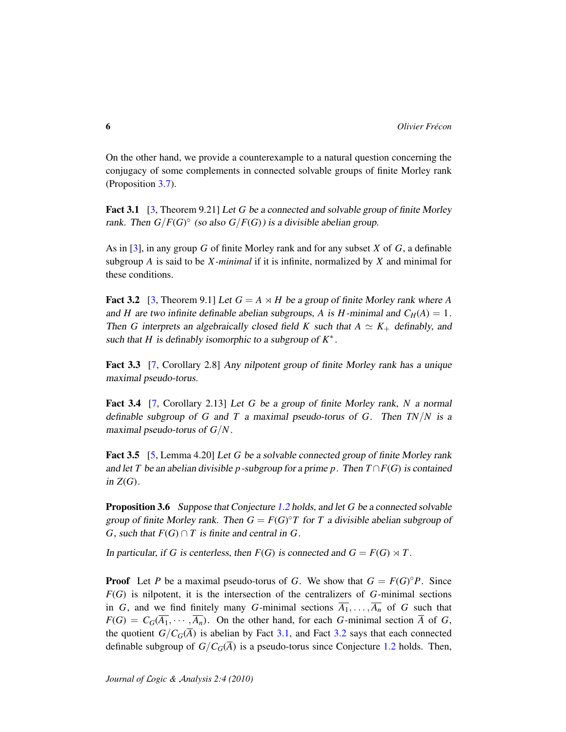On the other hand, we provide a counterexample to a natural question concerning the conjugacy of some complements in connected solvable groups of finite Morley rank (Proposition 3.7).

**Fact 3.1** [3, Theorem 9.21] *Let $G$ be a connected and solvable group of finite Morley rank. Then $G/F(G)^\circ$ (so also $G/F(G)$) is a divisible abelian group.*

As in [3], in any group $G$ of finite Morley rank and for any subset $X$ of $G$, a definable subgroup $A$ is said to be *$X$-minimal* if it is infinite, normalized by $X$ and minimal for these conditions.

**Fact 3.2** [3, Theorem 9.1] *Let $G = A \rtimes H$ be a group of finite Morley rank where $A$ and $H$ are two infinite definable abelian subgroups, $A$ is $H$-minimal and $C_H(A) = 1$. Then $G$ interprets an algebraically closed field $K$ such that $A \simeq K_+$ definably, and such that $H$ is definably isomorphic to a subgroup of $K^*$.*

**Fact 3.3** [7, Corollary 2.8] *Any nilpotent group of finite Morley rank has a unique maximal pseudo-torus.*

**Fact 3.4** [7, Corollary 2.13] *Let $G$ be a group of finite Morley rank, $N$ a normal definable subgroup of $G$ and $T$ a maximal pseudo-torus of $G$. Then $TN/N$ is a maximal pseudo-torus of $G/N$.*

**Fact 3.5** [5, Lemma 4.20] *Let $G$ be a solvable connected group of finite Morley rank and let $T$ be an abelian divisible $p$-subgroup for a prime $p$. Then $T \cap F(G)$ is contained in $Z(G)$.*

**Proposition 3.6** *Suppose that Conjecture 1.2 holds, and let $G$ be a connected solvable group of finite Morley rank. Then $G = F(G)^\circ T$ for $T$ a divisible abelian subgroup of $G$, such that $F(G) \cap T$ is finite and central in $G$.*

*In particular, if $G$ is centerless, then $F(G)$ is connected and $G = F(G) \rtimes T$.*

**Proof** Let $P$ be a maximal pseudo-torus of $G$. We show that $G = F(G)^\circ P$. Since $F(G)$ is nilpotent, it is the intersection of the centralizers of $G$-minimal sections in $G$, and we find finitely many $G$-minimal sections $\overline{A_1}, \ldots, \overline{A_n}$ of $G$ such that $F(G) = C_G(\overline{A_1}, \cdots, \overline{A_n})$. On the other hand, for each $G$-minimal section $\overline{A}$ of $G$, the quotient $G/C_G(\overline{A})$ is abelian by Fact 3.1, and Fact 3.2 says that each connected definable subgroup of $G/C_G(\overline{A})$ is a pseudo-torus since Conjecture 1.2 holds. Then,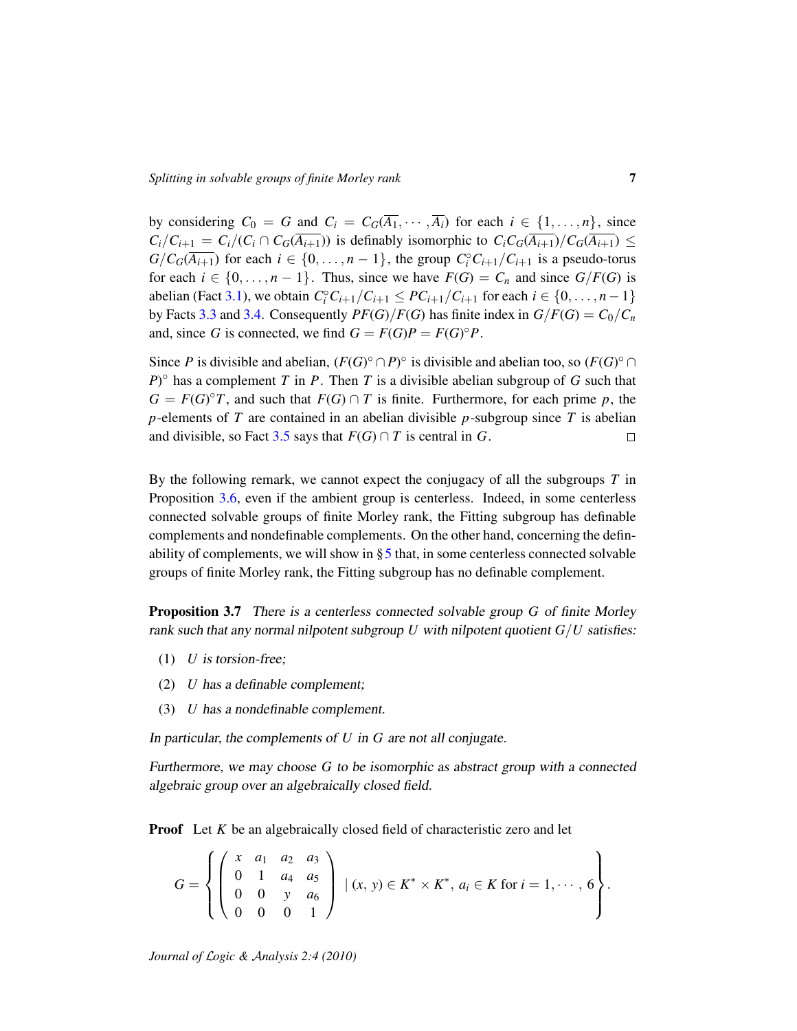by considering $C_0 = G$ and $C_i = C_G(\overline{A_1}, \cdots, \overline{A_i})$ for each $i \in \{1, \ldots, n\}$, since $C_i/C_{i+1} = C_i/(C_i \cap C_G(\overline{A_{i+1}}))$ is definably isomorphic to $C_iC_G(\overline{A_{i+1}})/C_G(\overline{A_{i+1}}) \leq G/C_G(\overline{A_{i+1}})$ for each $i \in \{0, \ldots, n-1\}$, the group $C_i^\circ C_{i+1}/C_{i+1}$ is a pseudo-torus for each $i \in \{0, \ldots, n-1\}$. Thus, since we have $F(G) = C_n$ and since $G/F(G)$ is abelian (Fact 3.1), we obtain $C_i^\circ C_{i+1}/C_{i+1} \leq PC_{i+1}/C_{i+1}$ for each $i \in \{0, \ldots, n-1\}$ by Facts 3.3 and 3.4. Consequently $PF(G)/F(G)$ has finite index in $G/F(G) = C_0/C_n$ and, since $G$ is connected, we find $G = F(G)P = F(G)^\circ P$.

Since $P$ is divisible and abelian, $(F(G)^\circ \cap P)^\circ$ is divisible and abelian too, so $(F(G)^\circ \cap P)^\circ$ has a complement $T$ in $P$. Then $T$ is a divisible abelian subgroup of $G$ such that $G = F(G)^\circ T$, and such that $F(G) \cap T$ is finite. Furthermore, for each prime $p$, the $p$-elements of $T$ are contained in an abelian divisible $p$-subgroup since $T$ is abelian and divisible, so Fact 3.5 says that $F(G) \cap T$ is central in $G$. $\square$

By the following remark, we cannot expect the conjugacy of all the subgroups $T$ in Proposition 3.6, even if the ambient group is centerless. Indeed, in some centerless connected solvable groups of finite Morley rank, the Fitting subgroup has definable complements and nondefinable complements. On the other hand, concerning the definability of complements, we will show in § 5 that, in some centerless connected solvable groups of finite Morley rank, the Fitting subgroup has no definable complement.

**Proposition 3.7** *There is a centerless connected solvable group $G$ of finite Morley rank such that any normal nilpotent subgroup $U$ with nilpotent quotient $G/U$ satisfies:*

(1) *$U$ is torsion-free;*

(2) *$U$ has a definable complement;*

(3) *$U$ has a nondefinable complement.*

*In particular, the complements of $U$ in $G$ are not all conjugate.*

*Furthermore, we may choose $G$ to be isomorphic as abstract group with a connected algebraic group over an algebraically closed field.*

**Proof** Let $K$ be an algebraically closed field of characteristic zero and let

$$G = \left\{ \begin{pmatrix} x & a_1 & a_2 & a_3 \\ 0 & 1 & a_4 & a_5 \\ 0 & 0 & y & a_6 \\ 0 & 0 & 0 & 1 \end{pmatrix} \mid (x,\, y) \in K^* \times K^*,\ a_i \in K \text{ for } i = 1, \cdots, 6 \right\}.$$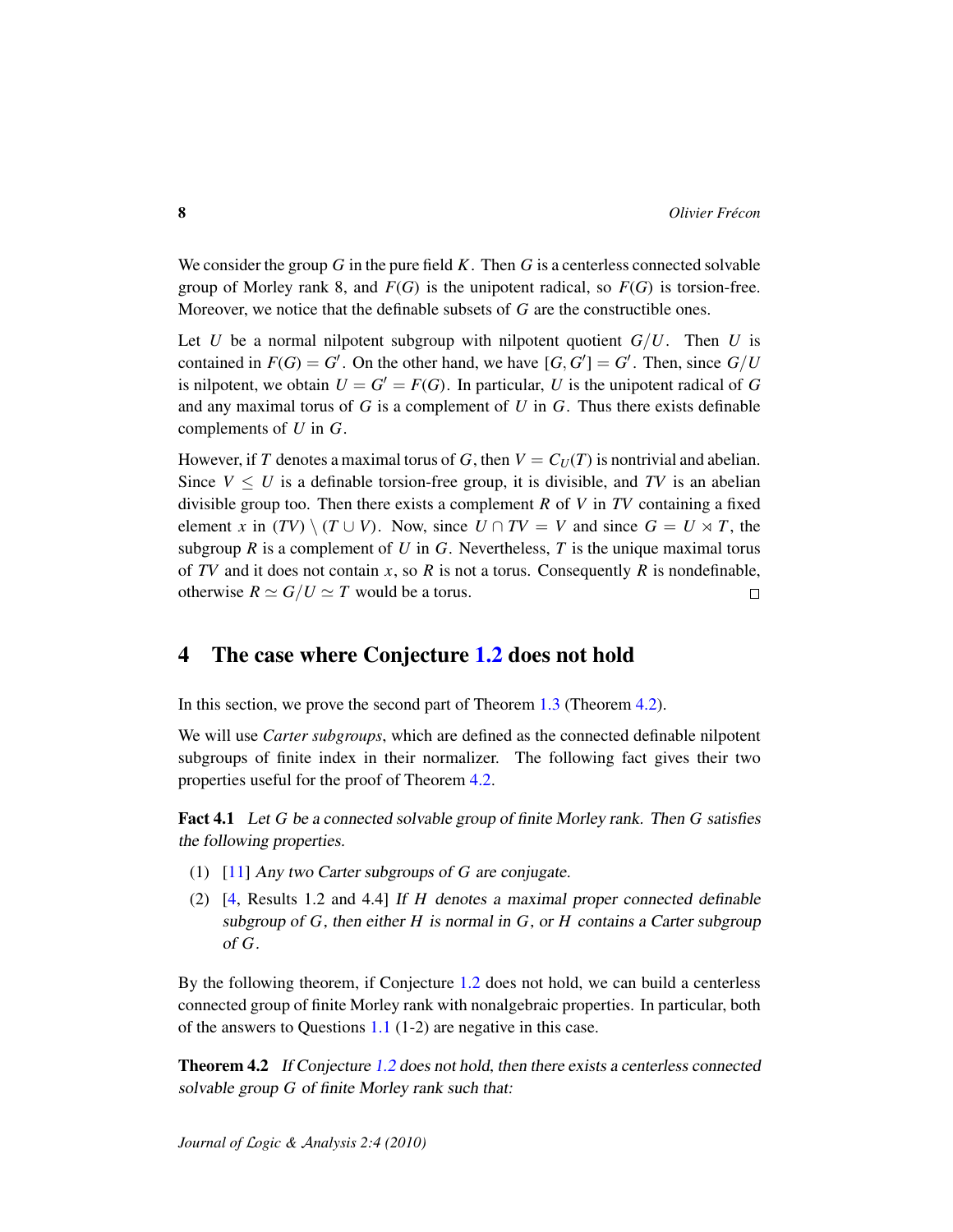We consider the group $G$ in the pure field $K$. Then $G$ is a centerless connected solvable group of Morley rank 8, and $F(G)$ is the unipotent radical, so $F(G)$ is torsion-free. Moreover, we notice that the definable subsets of $G$ are the constructible ones.

Let $U$ be a normal nilpotent subgroup with nilpotent quotient $G/U$. Then $U$ is contained in $F(G) = G'$. On the other hand, we have $[G, G'] = G'$. Then, since $G/U$ is nilpotent, we obtain $U = G' = F(G)$. In particular, $U$ is the unipotent radical of $G$ and any maximal torus of $G$ is a complement of $U$ in $G$. Thus there exists definable complements of $U$ in $G$.

However, if $T$ denotes a maximal torus of $G$, then $V = C_U(T)$ is nontrivial and abelian. Since $V \leq U$ is a definable torsion-free group, it is divisible, and $TV$ is an abelian divisible group too. Then there exists a complement $R$ of $V$ in $TV$ containing a fixed element $x$ in $(TV) \setminus (T \cup V)$. Now, since $U \cap TV = V$ and since $G = U \rtimes T$, the subgroup $R$ is a complement of $U$ in $G$. Nevertheless, $T$ is the unique maximal torus of $TV$ and it does not contain $x$, so $R$ is not a torus. Consequently $R$ is nondefinable, otherwise $R \simeq G/U \simeq T$ would be a torus. □

## 4 The case where Conjecture 1.2 does not hold

In this section, we prove the second part of Theorem 1.3 (Theorem 4.2).

We will use *Carter subgroups*, which are defined as the connected definable nilpotent subgroups of finite index in their normalizer. The following fact gives their two properties useful for the proof of Theorem 4.2.

**Fact 4.1** *Let $G$ be a connected solvable group of finite Morley rank. Then $G$ satisfies the following properties.*

(1) [11] *Any two Carter subgroups of $G$ are conjugate.*

(2) [4, Results 1.2 and 4.4] *If $H$ denotes a maximal proper connected definable subgroup of $G$, then either $H$ is normal in $G$, or $H$ contains a Carter subgroup of $G$.*

By the following theorem, if Conjecture 1.2 does not hold, we can build a centerless connected group of finite Morley rank with nonalgebraic properties. In particular, both of the answers to Questions 1.1 (1-2) are negative in this case.

**Theorem 4.2** *If Conjecture 1.2 does not hold, then there exists a centerless connected solvable group $G$ of finite Morley rank such that:*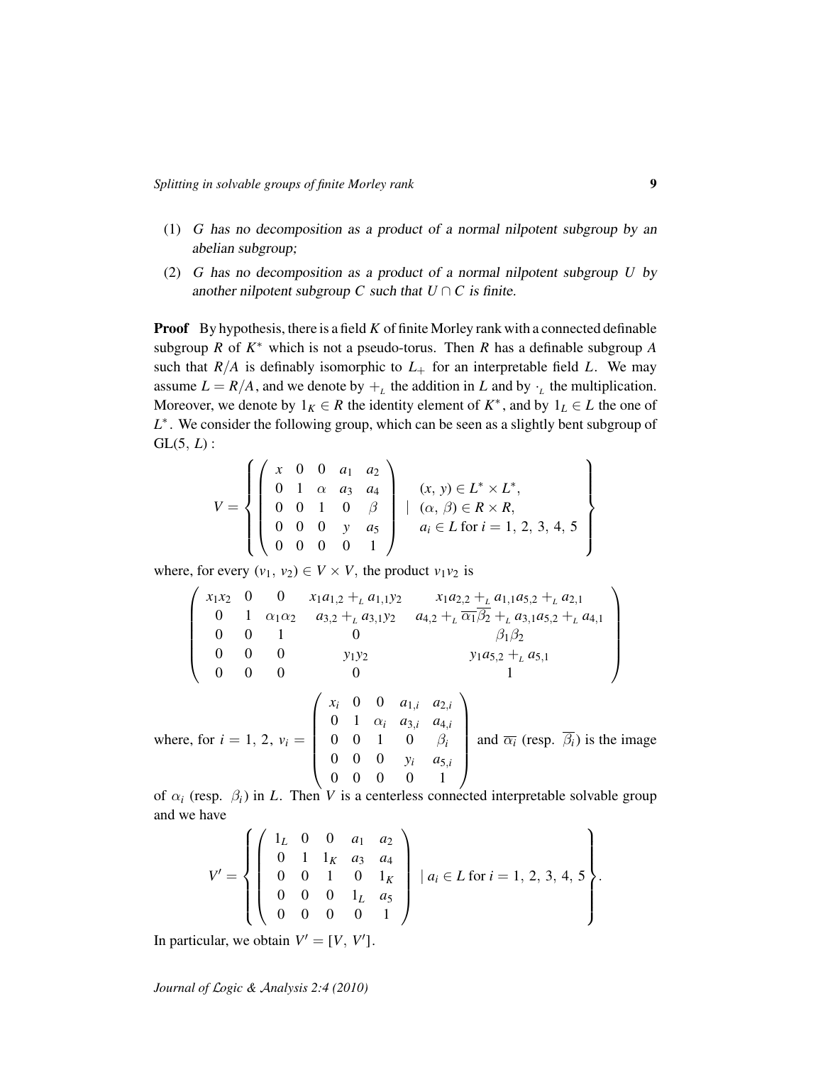(1) *G has no decomposition as a product of a normal nilpotent subgroup by an abelian subgroup;*

(2) *G has no decomposition as a product of a normal nilpotent subgroup $U$ by another nilpotent subgroup $C$ such that $U \cap C$ is finite.*

**Proof** By hypothesis, there is a field $K$ of finite Morley rank with a connected definable subgroup $R$ of $K^*$ which is not a pseudo-torus. Then $R$ has a definable subgroup $A$ such that $R/A$ is definably isomorphic to $L_+$ for an interpretable field $L$. We may assume $L = R/A$, and we denote by $+_L$ the addition in $L$ and by $\cdot_L$ the multiplication. Moreover, we denote by $1_K \in R$ the identity element of $K^*$, and by $1_L \in L$ the one of $L^*$. We consider the following group, which can be seen as a slightly bent subgroup of $\mathrm{GL}(5, L)$ :

$$V = \left\{ \begin{pmatrix} x & 0 & 0 & a_1 & a_2 \\ 0 & 1 & \alpha & a_3 & a_4 \\ 0 & 0 & 1 & 0 & \beta \\ 0 & 0 & 0 & y & a_5 \\ 0 & 0 & 0 & 0 & 1 \end{pmatrix} \mid \begin{array}{l} (x, y) \in L^* \times L^*, \\ (\alpha, \beta) \in R \times R, \\ a_i \in L \text{ for } i = 1, 2, 3, 4, 5 \end{array} \right\}$$

where, for every $(v_1, v_2) \in V \times V$, the product $v_1 v_2$ is

$$\begin{pmatrix} x_1x_2 & 0 & 0 & x_1a_{1,2} +_L a_{1,1}y_2 & x_1a_{2,2} +_L a_{1,1}a_{5,2} +_L a_{2,1} \\ 0 & 1 & \alpha_1\alpha_2 & a_{3,2} +_L a_{3,1}y_2 & a_{4,2} +_L \overline{\alpha_1}\overline{\beta_2} +_L a_{3,1}a_{5,2} +_L a_{4,1} \\ 0 & 0 & 1 & 0 & \beta_1\beta_2 \\ 0 & 0 & 0 & y_1y_2 & y_1a_{5,2} +_L a_{5,1} \\ 0 & 0 & 0 & 0 & 1 \end{pmatrix}$$

where, for $i = 1, 2$, $v_i = \begin{pmatrix} x_i & 0 & 0 & a_{1,i} & a_{2,i} \\ 0 & 1 & \alpha_i & a_{3,i} & a_{4,i} \\ 0 & 0 & 1 & 0 & \beta_i \\ 0 & 0 & 0 & y_i & a_{5,i} \\ 0 & 0 & 0 & 0 & 1 \end{pmatrix}$ and $\overline{\alpha_i}$ (resp. $\overline{\beta_i}$) is the image of $\alpha_i$ (resp. $\beta_i$) in $L$. Then $V$ is a centerless connected interpretable solvable group and we have

$$V' = \left\{ \begin{pmatrix} 1_L & 0 & 0 & a_1 & a_2 \\ 0 & 1 & 1_K & a_3 & a_4 \\ 0 & 0 & 1 & 0 & 1_K \\ 0 & 0 & 0 & 1_L & a_5 \\ 0 & 0 & 0 & 0 & 1 \end{pmatrix} \mid a_i \in L \text{ for } i = 1, 2, 3, 4, 5 \right\}.$$

In particular, we obtain $V' = [V, V']$.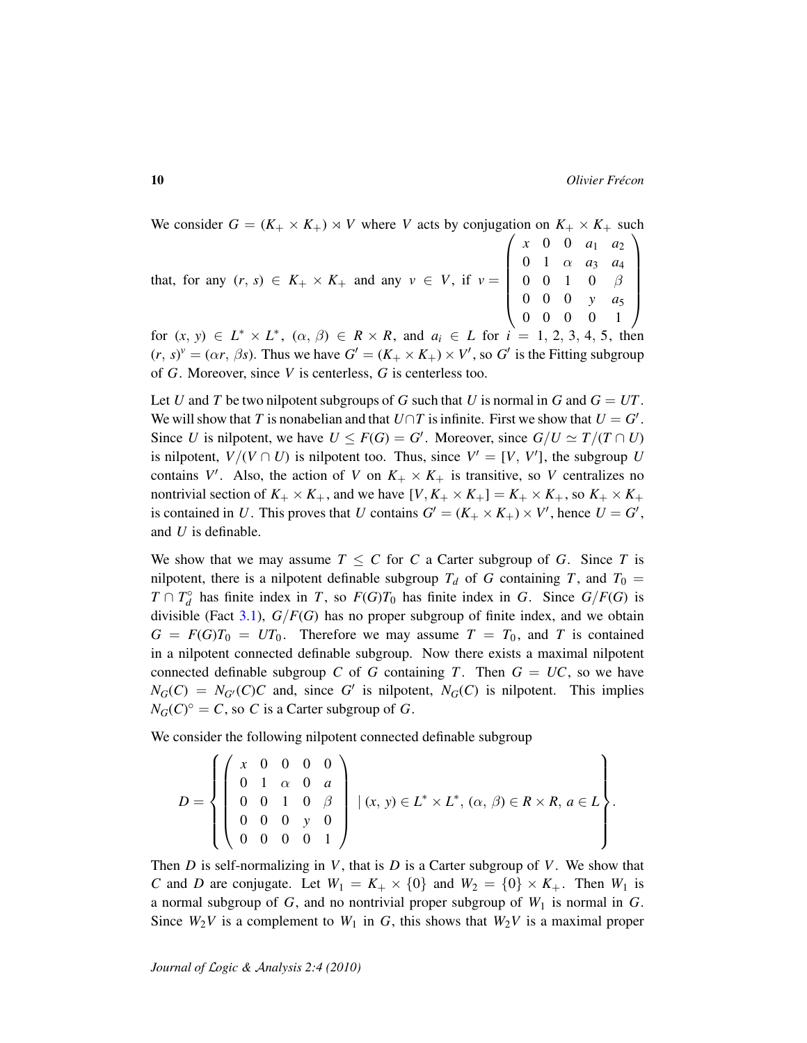We consider $G = (K_+ \times K_+) \rtimes V$ where $V$ acts by conjugation on $K_+ \times K_+$ such that, for any $(r, s) \in K_+ \times K_+$ and any $v \in V$, if $v = \begin{pmatrix} x & 0 & 0 & a_1 & a_2 \\ 0 & 1 & \alpha & a_3 & a_4 \\ 0 & 0 & 1 & 0 & \beta \\ 0 & 0 & 0 & y & a_5 \\ 0 & 0 & 0 & 0 & 1 \end{pmatrix}$ for $(x, y) \in L^* \times L^*$, $(\alpha, \beta) \in R \times R$, and $a_i \in L$ for $i = 1, 2, 3, 4, 5$, then $(r, s)^v = (\alpha r, \beta s)$. Thus we have $G' = (K_+ \times K_+) \times V'$, so $G'$ is the Fitting subgroup of $G$. Moreover, since $V$ is centerless, $G$ is centerless too.

Let $U$ and $T$ be two nilpotent subgroups of $G$ such that $U$ is normal in $G$ and $G = UT$. We will show that $T$ is nonabelian and that $U \cap T$ is infinite. First we show that $U = G'$. Since $U$ is nilpotent, we have $U \leq F(G) = G'$. Moreover, since $G/U \simeq T/(T \cap U)$ is nilpotent, $V/(V \cap U)$ is nilpotent too. Thus, since $V' = [V, V']$, the subgroup $U$ contains $V'$. Also, the action of $V$ on $K_+ \times K_+$ is transitive, so $V$ centralizes no nontrivial section of $K_+ \times K_+$, and we have $[V, K_+ \times K_+] = K_+ \times K_+$, so $K_+ \times K_+$ is contained in $U$. This proves that $U$ contains $G' = (K_+ \times K_+) \times V'$, hence $U = G'$, and $U$ is definable.

We show that we may assume $T \leq C$ for $C$ a Carter subgroup of $G$. Since $T$ is nilpotent, there is a nilpotent definable subgroup $T_d$ of $G$ containing $T$, and $T_0 = T \cap T_d^\circ$ has finite index in $T$, so $F(G)T_0$ has finite index in $G$. Since $G/F(G)$ is divisible (Fact 3.1), $G/F(G)$ has no proper subgroup of finite index, and we obtain $G = F(G)T_0 = UT_0$. Therefore we may assume $T = T_0$, and $T$ is contained in a nilpotent connected definable subgroup. Now there exists a maximal nilpotent connected definable subgroup $C$ of $G$ containing $T$. Then $G = UC$, so we have $N_G(C) = N_{G'}(C)C$ and, since $G'$ is nilpotent, $N_G(C)$ is nilpotent. This implies $N_G(C)^\circ = C$, so $C$ is a Carter subgroup of $G$.

We consider the following nilpotent connected definable subgroup

$$D = \left\{ \begin{pmatrix} x & 0 & 0 & 0 & 0 \\ 0 & 1 & \alpha & 0 & a \\ 0 & 0 & 1 & 0 & \beta \\ 0 & 0 & 0 & y & 0 \\ 0 & 0 & 0 & 0 & 1 \end{pmatrix} \mid (x, y) \in L^* \times L^*, (\alpha, \beta) \in R \times R, a \in L \right\}.$$

Then $D$ is self-normalizing in $V$, that is $D$ is a Carter subgroup of $V$. We show that $C$ and $D$ are conjugate. Let $W_1 = K_+ \times \{0\}$ and $W_2 = \{0\} \times K_+$. Then $W_1$ is a normal subgroup of $G$, and no nontrivial proper subgroup of $W_1$ is normal in $G$. Since $W_2V$ is a complement to $W_1$ in $G$, this shows that $W_2V$ is a maximal proper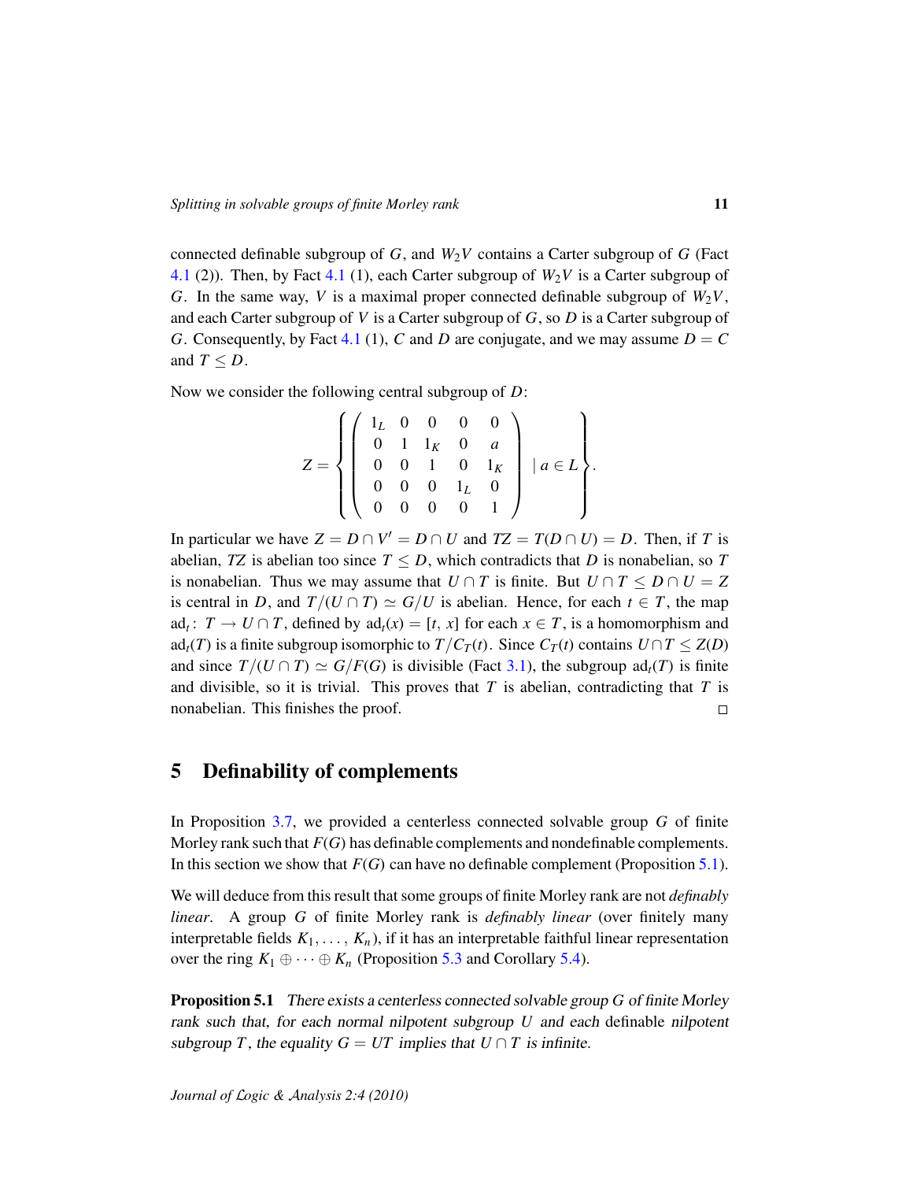connected definable subgroup of $G$, and $W_2V$ contains a Carter subgroup of $G$ (Fact 4.1 (2)). Then, by Fact 4.1 (1), each Carter subgroup of $W_2V$ is a Carter subgroup of $G$. In the same way, $V$ is a maximal proper connected definable subgroup of $W_2V$, and each Carter subgroup of $V$ is a Carter subgroup of $G$, so $D$ is a Carter subgroup of $G$. Consequently, by Fact 4.1 (1), $C$ and $D$ are conjugate, and we may assume $D = C$ and $T \leq D$.

Now we consider the following central subgroup of $D$:

$$Z = \left\{ \begin{pmatrix} 1_L & 0 & 0 & 0 & 0 \\ 0 & 1 & 1_K & 0 & a \\ 0 & 0 & 1 & 0 & 1_K \\ 0 & 0 & 0 & 1_L & 0 \\ 0 & 0 & 0 & 0 & 1 \end{pmatrix} \mid a \in L \right\}.$$

In particular we have $Z = D \cap V' = D \cap U$ and $TZ = T(D \cap U) = D$. Then, if $T$ is abelian, $TZ$ is abelian too since $T \leq D$, which contradicts that $D$ is nonabelian, so $T$ is nonabelian. Thus we may assume that $U \cap T$ is finite. But $U \cap T \leq D \cap U = Z$ is central in $D$, and $T/(U \cap T) \simeq G/U$ is abelian. Hence, for each $t \in T$, the map $\mathrm{ad}_t \colon T \to U \cap T$, defined by $\mathrm{ad}_t(x) = [t, x]$ for each $x \in T$, is a homomorphism and $\mathrm{ad}_t(T)$ is a finite subgroup isomorphic to $T/C_T(t)$. Since $C_T(t)$ contains $U \cap T \leq Z(D)$ and since $T/(U \cap T) \simeq G/F(G)$ is divisible (Fact 3.1), the subgroup $\mathrm{ad}_t(T)$ is finite and divisible, so it is trivial. This proves that $T$ is abelian, contradicting that $T$ is nonabelian. This finishes the proof. □

## 5 Definability of complements

In Proposition 3.7, we provided a centerless connected solvable group $G$ of finite Morley rank such that $F(G)$ has definable complements and nondefinable complements. In this section we show that $F(G)$ can have no definable complement (Proposition 5.1).

We will deduce from this result that some groups of finite Morley rank are not *definably linear*. A group $G$ of finite Morley rank is *definably linear* (over finitely many interpretable fields $K_1, \ldots, K_n$), if it has an interpretable faithful linear representation over the ring $K_1 \oplus \cdots \oplus K_n$ (Proposition 5.3 and Corollary 5.4).

**Proposition 5.1** *There exists a centerless connected solvable group $G$ of finite Morley rank such that, for each normal nilpotent subgroup $U$ and each definable nilpotent subgroup $T$, the equality $G = UT$ implies that $U \cap T$ is infinite.*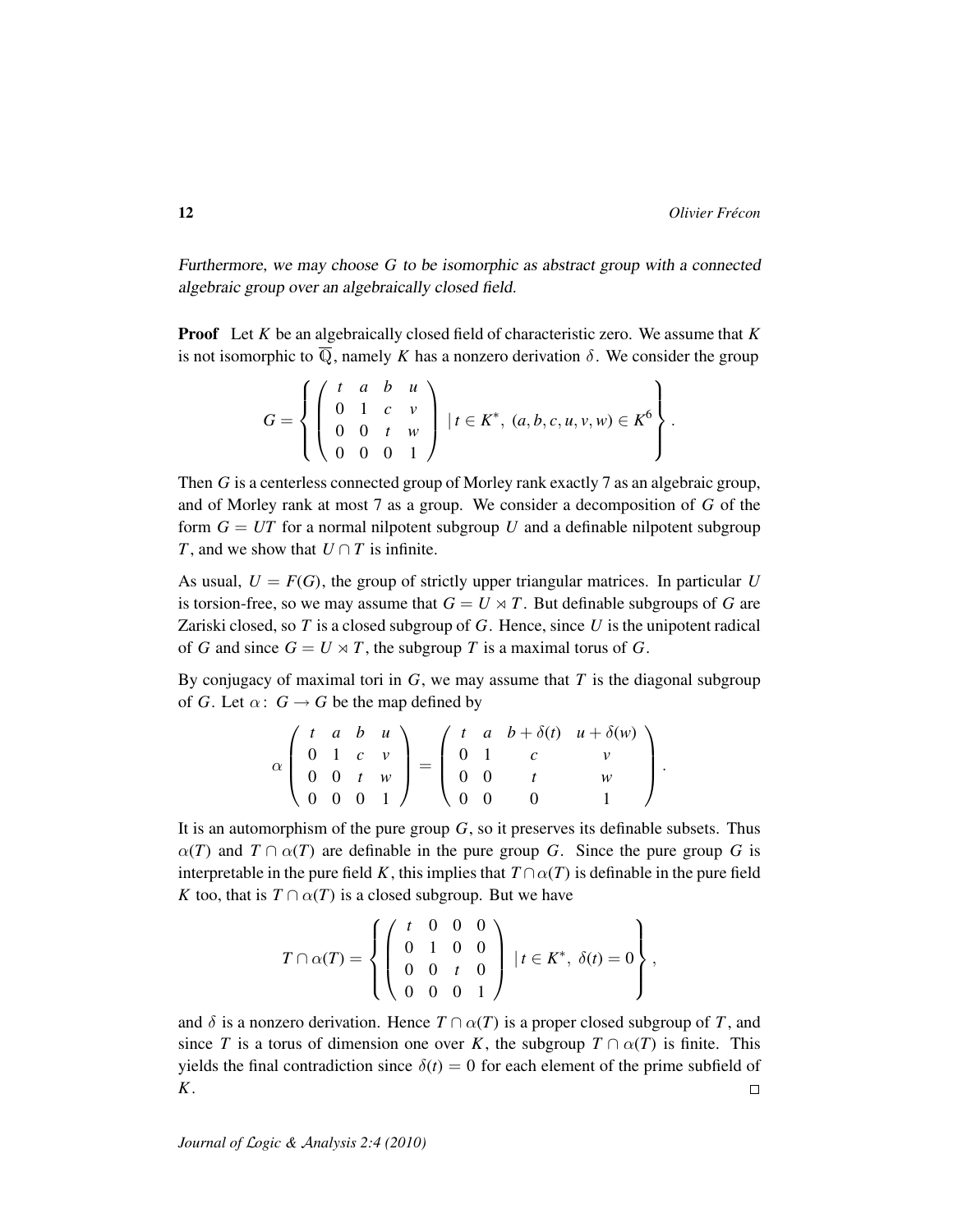*Furthermore, we may choose $G$ to be isomorphic as abstract group with a connected algebraic group over an algebraically closed field.*

**Proof** Let $K$ be an algebraically closed field of characteristic zero. We assume that $K$ is not isomorphic to $\overline{\mathbb{Q}}$, namely $K$ has a nonzero derivation $\delta$. We consider the group

$$G = \left\{ \begin{pmatrix} t & a & b & u \\ 0 & 1 & c & v \\ 0 & 0 & t & w \\ 0 & 0 & 0 & 1 \end{pmatrix} \mid t \in K^*,\ (a,b,c,u,v,w) \in K^6 \right\}.$$

Then $G$ is a centerless connected group of Morley rank exactly 7 as an algebraic group, and of Morley rank at most 7 as a group. We consider a decomposition of $G$ of the form $G = UT$ for a normal nilpotent subgroup $U$ and a definable nilpotent subgroup $T$, and we show that $U \cap T$ is infinite.

As usual, $U = F(G)$, the group of strictly upper triangular matrices. In particular $U$ is torsion-free, so we may assume that $G = U \rtimes T$. But definable subgroups of $G$ are Zariski closed, so $T$ is a closed subgroup of $G$. Hence, since $U$ is the unipotent radical of $G$ and since $G = U \rtimes T$, the subgroup $T$ is a maximal torus of $G$.

By conjugacy of maximal tori in $G$, we may assume that $T$ is the diagonal subgroup of $G$. Let $\alpha\colon G \to G$ be the map defined by

$$\alpha \begin{pmatrix} t & a & b & u \\ 0 & 1 & c & v \\ 0 & 0 & t & w \\ 0 & 0 & 0 & 1 \end{pmatrix} = \begin{pmatrix} t & a & b+\delta(t) & u+\delta(w) \\ 0 & 1 & c & v \\ 0 & 0 & t & w \\ 0 & 0 & 0 & 1 \end{pmatrix}.$$

It is an automorphism of the pure group $G$, so it preserves its definable subsets. Thus $\alpha(T)$ and $T \cap \alpha(T)$ are definable in the pure group $G$. Since the pure group $G$ is interpretable in the pure field $K$, this implies that $T \cap \alpha(T)$ is definable in the pure field $K$ too, that is $T \cap \alpha(T)$ is a closed subgroup. But we have

$$T \cap \alpha(T) = \left\{ \begin{pmatrix} t & 0 & 0 & 0 \\ 0 & 1 & 0 & 0 \\ 0 & 0 & t & 0 \\ 0 & 0 & 0 & 1 \end{pmatrix} \mid t \in K^*,\ \delta(t) = 0 \right\},$$

and $\delta$ is a nonzero derivation. Hence $T \cap \alpha(T)$ is a proper closed subgroup of $T$, and since $T$ is a torus of dimension one over $K$, the subgroup $T \cap \alpha(T)$ is finite. This yields the final contradiction since $\delta(t) = 0$ for each element of the prime subfield of $K$. $\square$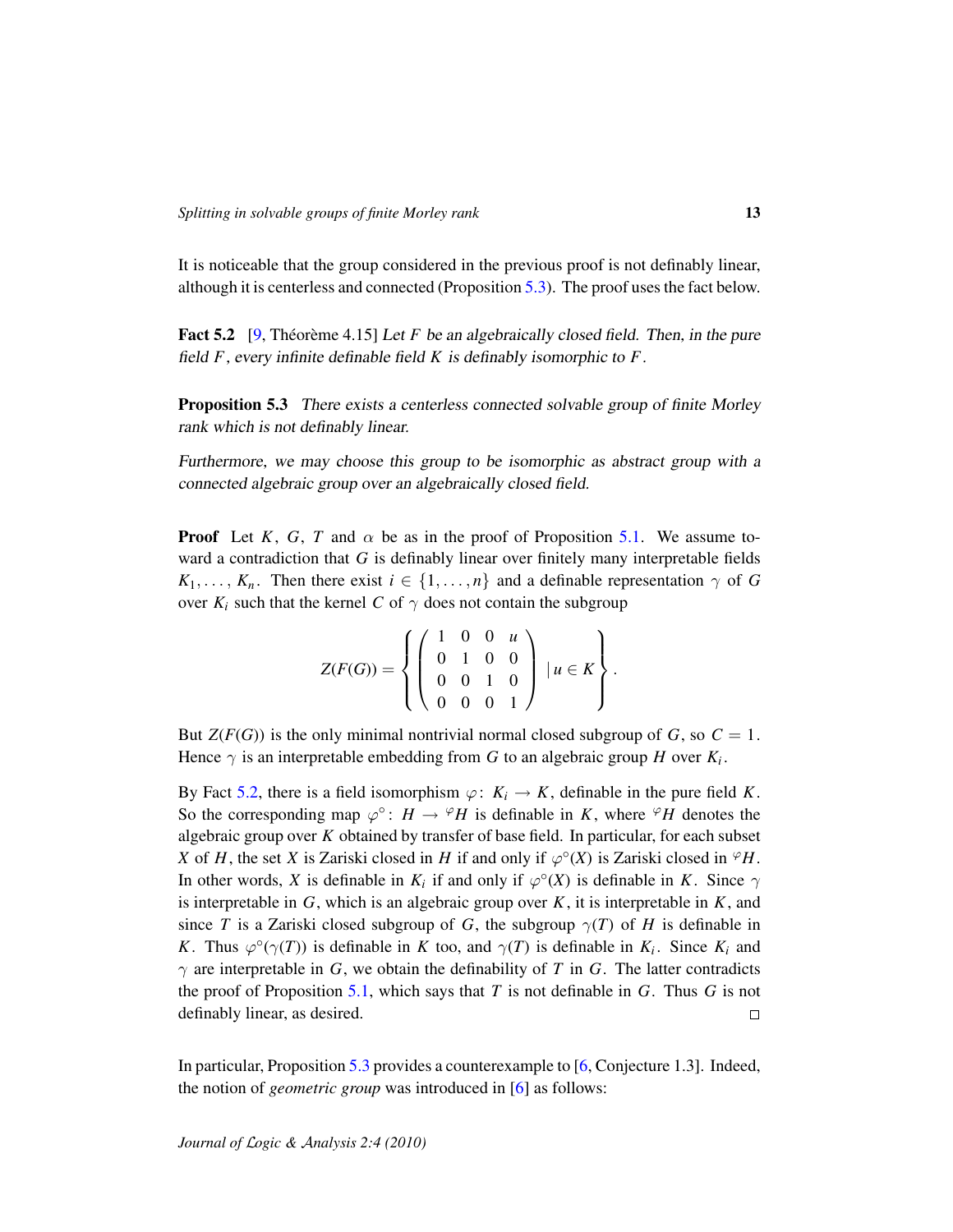It is noticeable that the group considered in the previous proof is not definably linear, although it is centerless and connected (Proposition 5.3). The proof uses the fact below.

**Fact 5.2** [9, Théorème 4.15] *Let $F$ be an algebraically closed field. Then, in the pure field $F$, every infinite definable field $K$ is definably isomorphic to $F$.*

**Proposition 5.3** *There exists a centerless connected solvable group of finite Morley rank which is not definably linear.*

*Furthermore, we may choose this group to be isomorphic as abstract group with a connected algebraic group over an algebraically closed field.*

**Proof** Let $K$, $G$, $T$ and $\alpha$ be as in the proof of Proposition 5.1. We assume toward a contradiction that $G$ is definably linear over finitely many interpretable fields $K_1, \ldots, K_n$. Then there exist $i \in \{1, \ldots, n\}$ and a definable representation $\gamma$ of $G$ over $K_i$ such that the kernel $C$ of $\gamma$ does not contain the subgroup

$$Z(F(G)) = \left\{ \begin{pmatrix} 1 & 0 & 0 & u \\ 0 & 1 & 0 & 0 \\ 0 & 0 & 1 & 0 \\ 0 & 0 & 0 & 1 \end{pmatrix} \mid u \in K \right\}.$$

But $Z(F(G))$ is the only minimal nontrivial normal closed subgroup of $G$, so $C = 1$. Hence $\gamma$ is an interpretable embedding from $G$ to an algebraic group $H$ over $K_i$.

By Fact 5.2, there is a field isomorphism $\varphi\colon K_i \to K$, definable in the pure field $K$. So the corresponding map $\varphi^\circ\colon H \to {}^\varphi H$ is definable in $K$, where ${}^\varphi H$ denotes the algebraic group over $K$ obtained by transfer of base field. In particular, for each subset $X$ of $H$, the set $X$ is Zariski closed in $H$ if and only if $\varphi^\circ(X)$ is Zariski closed in ${}^\varphi H$. In other words, $X$ is definable in $K_i$ if and only if $\varphi^\circ(X)$ is definable in $K$. Since $\gamma$ is interpretable in $G$, which is an algebraic group over $K$, it is interpretable in $K$, and since $T$ is a Zariski closed subgroup of $G$, the subgroup $\gamma(T)$ of $H$ is definable in $K$. Thus $\varphi^\circ(\gamma(T))$ is definable in $K$ too, and $\gamma(T)$ is definable in $K_i$. Since $K_i$ and $\gamma$ are interpretable in $G$, we obtain the definability of $T$ in $G$. The latter contradicts the proof of Proposition 5.1, which says that $T$ is not definable in $G$. Thus $G$ is not definably linear, as desired. □

In particular, Proposition 5.3 provides a counterexample to [6, Conjecture 1.3]. Indeed, the notion of *geometric group* was introduced in [6] as follows: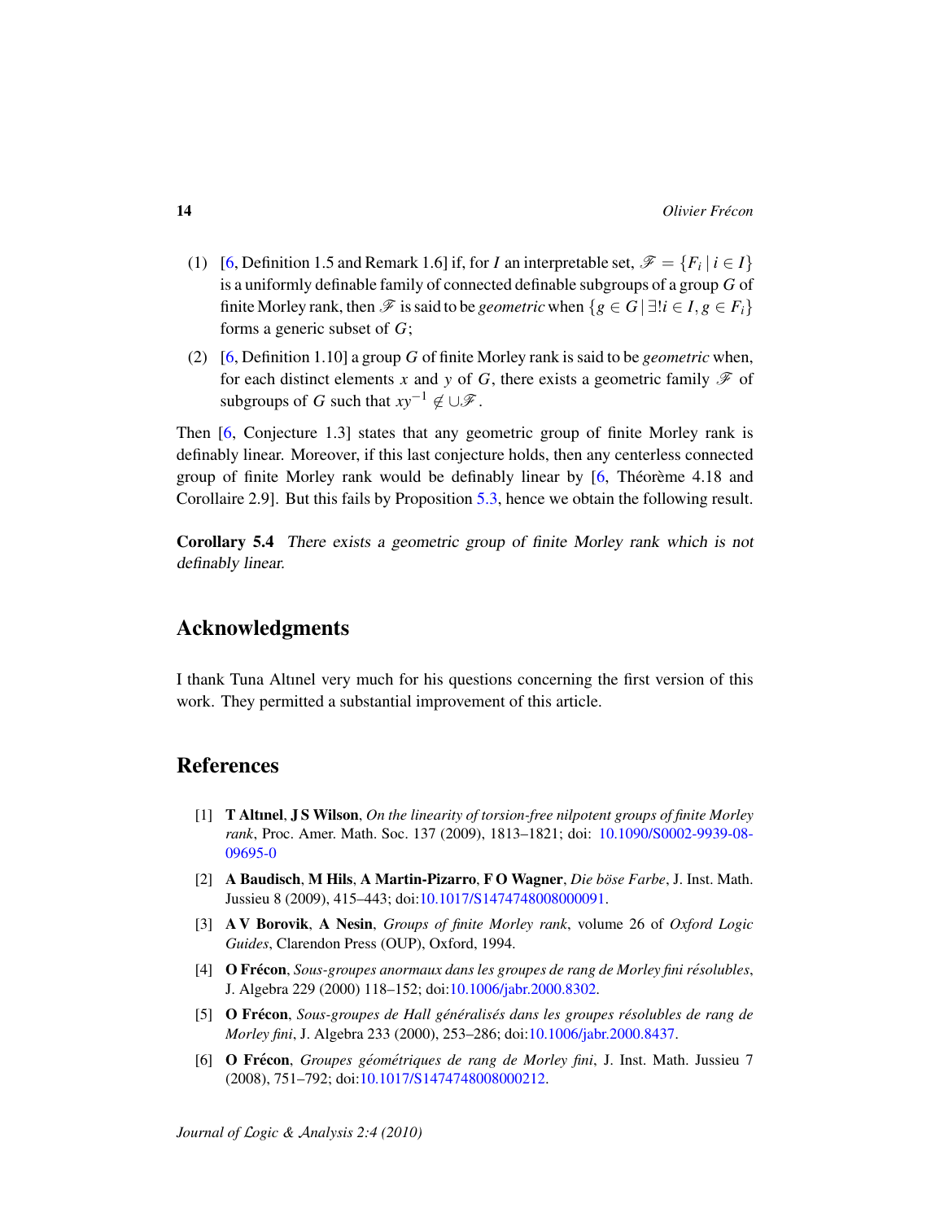(1) [6, Definition 1.5 and Remark 1.6] if, for $I$ an interpretable set, $\mathscr{F} = \{F_i \mid i \in I\}$ is a uniformly definable family of connected definable subgroups of a group $G$ of finite Morley rank, then $\mathscr{F}$ is said to be *geometric* when $\{g \in G \mid \exists! i \in I, g \in F_i\}$ forms a generic subset of $G$;

(2) [6, Definition 1.10] a group $G$ of finite Morley rank is said to be *geometric* when, for each distinct elements $x$ and $y$ of $G$, there exists a geometric family $\mathscr{F}$ of subgroups of $G$ such that $xy^{-1} \notin \cup\mathscr{F}$.

Then [6, Conjecture 1.3] states that any geometric group of finite Morley rank is definably linear. Moreover, if this last conjecture holds, then any centerless connected group of finite Morley rank would be definably linear by [6, Théorème 4.18 and Corollaire 2.9]. But this fails by Proposition 5.3, hence we obtain the following result.

**Corollary 5.4** *There exists a geometric group of finite Morley rank which is not definably linear.*

## Acknowledgments

I thank Tuna Altınel very much for his questions concerning the first version of this work. They permitted a substantial improvement of this article.

## References

[1] **T Altınel**, **J S Wilson**, *On the linearity of torsion-free nilpotent groups of finite Morley rank*, Proc. Amer. Math. Soc. 137 (2009), 1813–1821; doi: 10.1090/S0002-9939-08-09695-0

[2] **A Baudisch**, **M Hils**, **A Martin-Pizarro**, **F O Wagner**, *Die böse Farbe*, J. Inst. Math. Jussieu 8 (2009), 415–443; doi:10.1017/S1474748008000091.

[3] **A V Borovik**, **A Nesin**, *Groups of finite Morley rank*, volume 26 of *Oxford Logic Guides*, Clarendon Press (OUP), Oxford, 1994.

[4] **O Frécon**, *Sous-groupes anormaux dans les groupes de rang de Morley fini résolubles*, J. Algebra 229 (2000) 118–152; doi:10.1006/jabr.2000.8302.

[5] **O Frécon**, *Sous-groupes de Hall généralisés dans les groupes résolubles de rang de Morley fini*, J. Algebra 233 (2000), 253–286; doi:10.1006/jabr.2000.8437.

[6] **O Frécon**, *Groupes géométriques de rang de Morley fini*, J. Inst. Math. Jussieu 7 (2008), 751–792; doi:10.1017/S1474748008000212.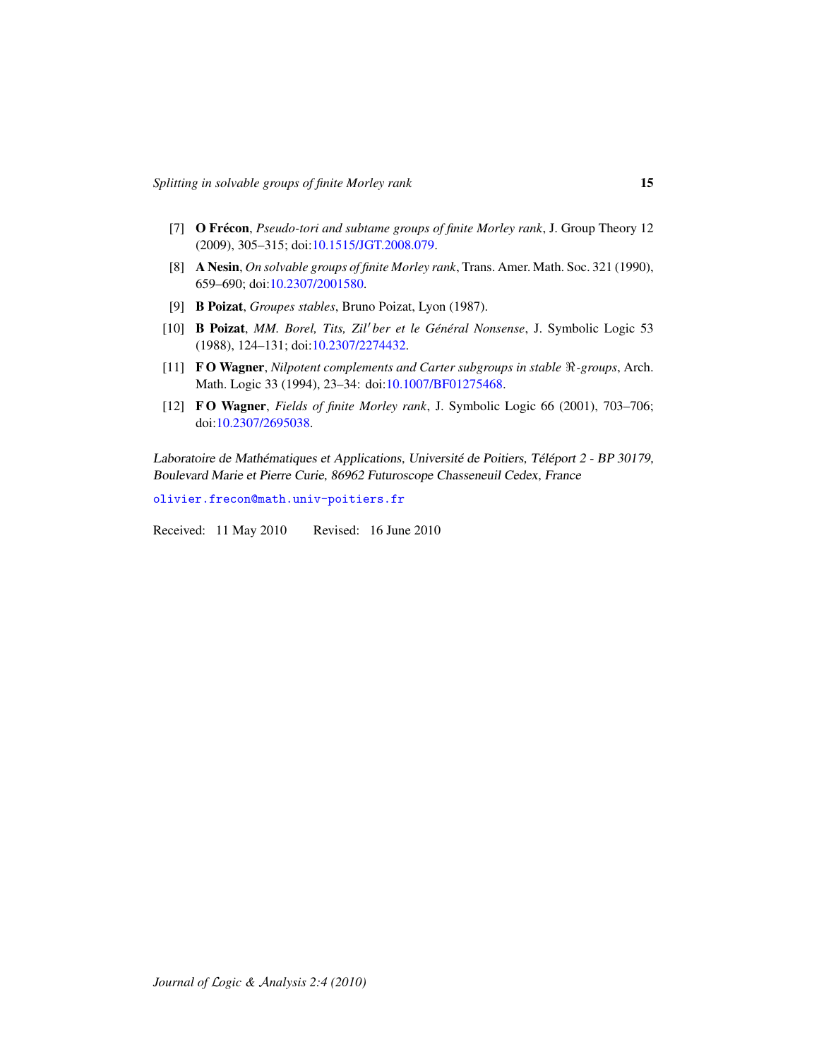[7] **O Frécon**, *Pseudo-tori and subtame groups of finite Morley rank*, J. Group Theory 12 (2009), 305–315; doi:10.1515/JGT.2008.079.

[8] **A Nesin**, *On solvable groups of finite Morley rank*, Trans. Amer. Math. Soc. 321 (1990), 659–690; doi:10.2307/2001580.

[9] **B Poizat**, *Groupes stables*, Bruno Poizat, Lyon (1987).

[10] **B Poizat**, *MM. Borel, Tits, Zil′ber et le Général Nonsense*, J. Symbolic Logic 53 (1988), 124–131; doi:10.2307/2274432.

[11] **F O Wagner**, *Nilpotent complements and Carter subgroups in stable $\Re$-groups*, Arch. Math. Logic 33 (1994), 23–34: doi:10.1007/BF01275468.

[12] **F O Wagner**, *Fields of finite Morley rank*, J. Symbolic Logic 66 (2001), 703–706; doi:10.2307/2695038.

*Laboratoire de Mathématiques et Applications, Université de Poitiers, Téléport 2 - BP 30179, Boulevard Marie et Pierre Curie, 86962 Futuroscope Chasseneuil Cedex, France*

olivier.frecon@math.univ-poitiers.fr

Received: 11 May 2010 Revised: 16 June 2010